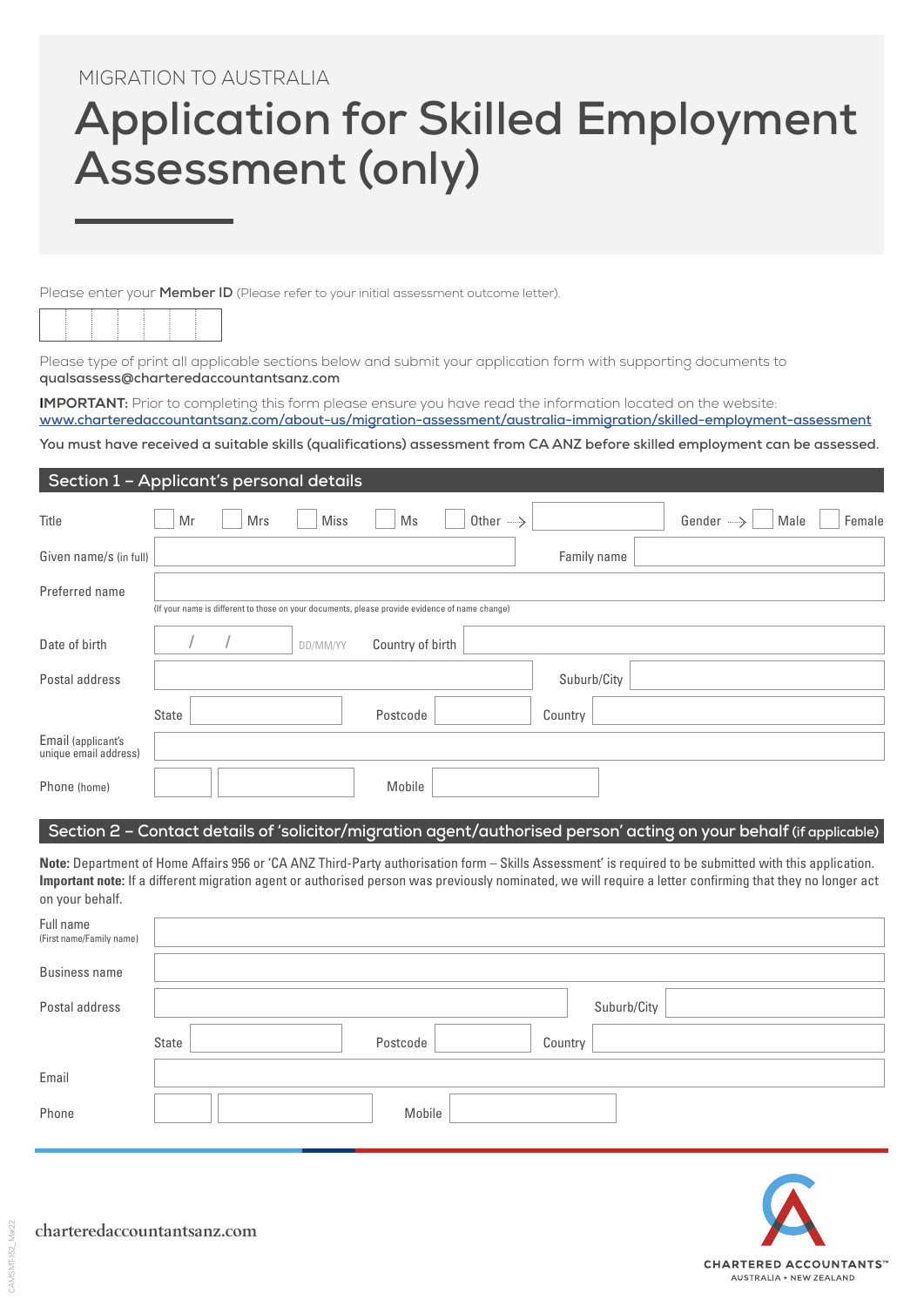MIGRATION TO AUSTRALIA

# Application for Skilled Employment Assessment (only)

Please enter your **Member ID** (Please refer to your initial assessment outcome letter).

Please type of print all applicable sections below and submit your application form with supporting documents to **qualsassess@charteredaccountantsanz.com**

**IMPORTANT:** Prior to completing this form please ensure you have read the information located on the website: www.charteredaccountantsanz.com/about-us/migration-assessment/australia-immigration/skilled-employment-assessment

**You must have received a suitable skills (qualifications) assessment from CA ANZ before skilled employment can be assessed.**

## Section 1 – Applicant's personal details

Title ☐ Mr ☐ Mrs ☐ Miss ☐ Ms ☐ Other → ______ Gender → ☐ Male ☐ Female

Given name/s (in full) ______ Family name ______

Preferred name ______

(If your name is different to those on your documents, please provide evidence of name change)

Date of birth ___ / ___ / ___ DD/MM/YY Country of birth ______

Postal address ______ Suburb/City ______

State ______ Postcode ______ Country ______

Email (applicant's unique email address) ______

Phone (home) ______ Mobile ______

## Section 2 – Contact details of 'solicitor/migration agent/authorised person' acting on your behalf (if applicable)

**Note:** Department of Home Affairs 956 or 'CA ANZ Third-Party authorisation form – Skills Assessment' is required to be submitted with this application.
**Important note:** If a different migration agent or authorised person was previously nominated, we will require a letter confirming that they no longer act on your behalf.

Full name (First name/Family name) ______

Business name ______

Postal address ______ Suburb/City ______

State ______ Postcode ______ Country ______

Email ______

Phone ______ Mobile ______

charteredaccountantsanz.com

CHARTERED ACCOUNTANTS™ AUSTRALIA + NEW ZEALAND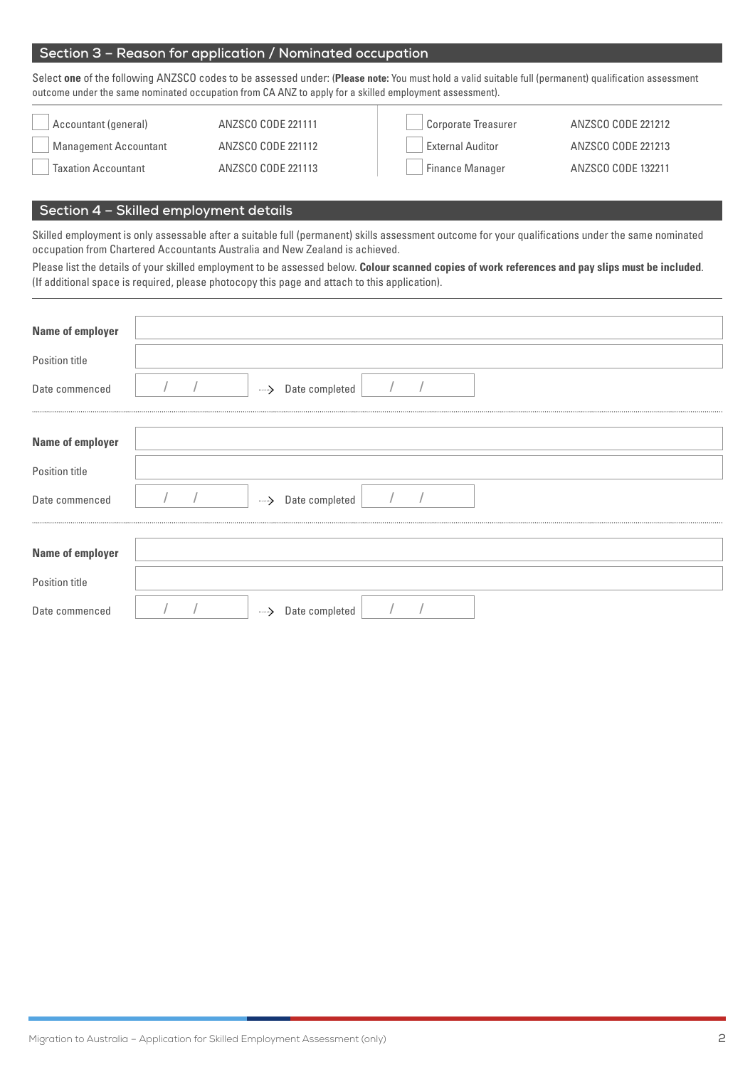## Section 3 – Reason for application / Nominated occupation

Select **one** of the following ANZSCO codes to be assessed under: (**Please note:** You must hold a valid suitable full (permanent) qualification assessment outcome under the same nominated occupation from CA ANZ to apply for a skilled employment assessment).

| | Occupation | ANZSCO Code | | Occupation | ANZSCO Code |
|---|---|---|---|---|---|
| ☐ | Accountant (general) | ANZSCO CODE 221111 | ☐ | Corporate Treasurer | ANZSCO CODE 221212 |
| ☐ | Management Accountant | ANZSCO CODE 221112 | ☐ | External Auditor | ANZSCO CODE 221213 |
| ☐ | Taxation Accountant | ANZSCO CODE 221113 | ☐ | Finance Manager | ANZSCO CODE 132211 |

## Section 4 – Skilled employment details

Skilled employment is only assessable after a suitable full (permanent) skills assessment outcome for your qualifications under the same nominated occupation from Chartered Accountants Australia and New Zealand is achieved.

Please list the details of your skilled employment to be assessed below. **Colour scanned copies of work references and pay slips must be included**. (If additional space is required, please photocopy this page and attach to this application).

**Name of employer** ______________________________

Position title ______________________________

Date commenced  /  /   → Date completed  /  /

---

**Name of employer** ______________________________

Position title ______________________________

Date commenced  /  /   → Date completed  /  /

---

**Name of employer** ______________________________

Position title ______________________________

Date commenced  /  /   → Date completed  /  /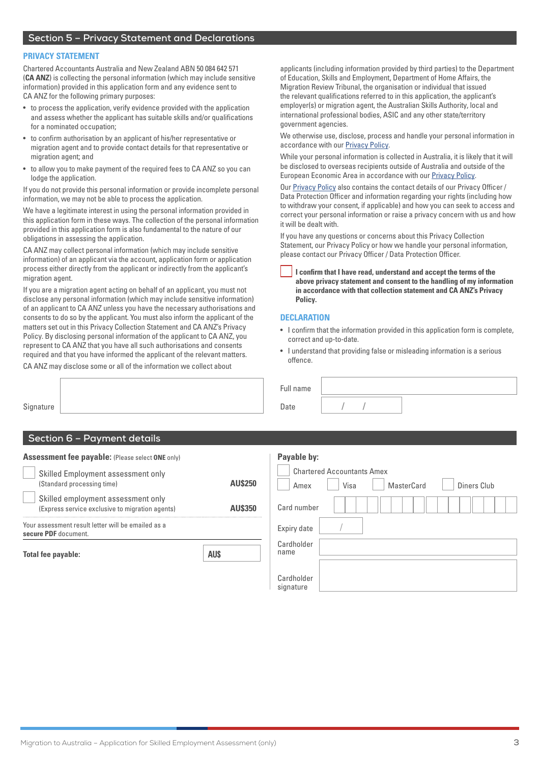## Section 5 – Privacy Statement and Declarations

### PRIVACY STATEMENT

Chartered Accountants Australia and New Zealand ABN 50 084 642 571 (**CA ANZ**) is collecting the personal information (which may include sensitive information) provided in this application form and any evidence sent to CA ANZ for the following primary purposes:

- to process the application, verify evidence provided with the application and assess whether the applicant has suitable skills and/or qualifications for a nominated occupation;
- to confirm authorisation by an applicant of his/her representative or migration agent and to provide contact details for that representative or migration agent; and
- to allow you to make payment of the required fees to CA ANZ so you can lodge the application.

If you do not provide this personal information or provide incomplete personal information, we may not be able to process the application.

We have a legitimate interest in using the personal information provided in this application form in these ways. The collection of the personal information provided in this application form is also fundamental to the nature of our obligations in assessing the application.

CA ANZ may collect personal information (which may include sensitive information) of an applicant via the account, application form or application process either directly from the applicant or indirectly from the applicant's migration agent.

If you are a migration agent acting on behalf of an applicant, you must not disclose any personal information (which may include sensitive information) of an applicant to CA ANZ unless you have the necessary authorisations and consents to do so by the applicant. You must also inform the applicant of the matters set out in this Privacy Collection Statement and CA ANZ's Privacy Policy. By disclosing personal information of the applicant to CA ANZ, you represent to CA ANZ that you have all such authorisations and consents required and that you have informed the applicant of the relevant matters.

CA ANZ may disclose some or all of the information we collect about applicants (including information provided by third parties) to the Department of Education, Skills and Employment, Department of Home Affairs, the Migration Review Tribunal, the organisation or individual that issued the relevant qualifications referred to in this application, the applicant's employer(s) or migration agent, the Australian Skills Authority, local and international professional bodies, ASIC and any other state/territory government agencies.

We otherwise use, disclose, process and handle your personal information in accordance with our Privacy Policy.

While your personal information is collected in Australia, it is likely that it will be disclosed to overseas recipients outside of Australia and outside of the European Economic Area in accordance with our Privacy Policy.

Our Privacy Policy also contains the contact details of our Privacy Officer / Data Protection Officer and information regarding your rights (including how to withdraw your consent, if applicable) and how you can seek to access and correct your personal information or raise a privacy concern with us and how it will be dealt with.

If you have any questions or concerns about this Privacy Collection Statement, our Privacy Policy or how we handle your personal information, please contact our Privacy Officer / Data Protection Officer.

☐ **I confirm that I have read, understand and accept the terms of the above privacy statement and consent to the handling of my information in accordance with that collection statement and CA ANZ's Privacy Policy.**

### DECLARATION

- I confirm that the information provided in this application form is complete, correct and up-to-date.
- I understand that providing false or misleading information is a serious offence.

Signature: ______________________

Full name: ______________________

Date: ____ / ____ / ____

## Section 6 – Payment details

**Assessment fee payable:** (Please select **ONE** only)

| | |
|---|---|
| ☐ Skilled Employment assessment only (Standard processing time) | **AU$250** |
| ☐ Skilled employment assessment only (Express service exclusive to migration agents) | **AU$350** |

Your assessment result letter will be emailed as a **secure PDF** document.

**Total fee payable:** **AU$** ________

**Payable by:**

☐ Chartered Accountants Amex

☐ Amex ☐ Visa ☐ MasterCard ☐ Diners Club

Card number: ______________________

Expiry date: ____ / ____

Cardholder name: ______________________

Cardholder signature: ______________________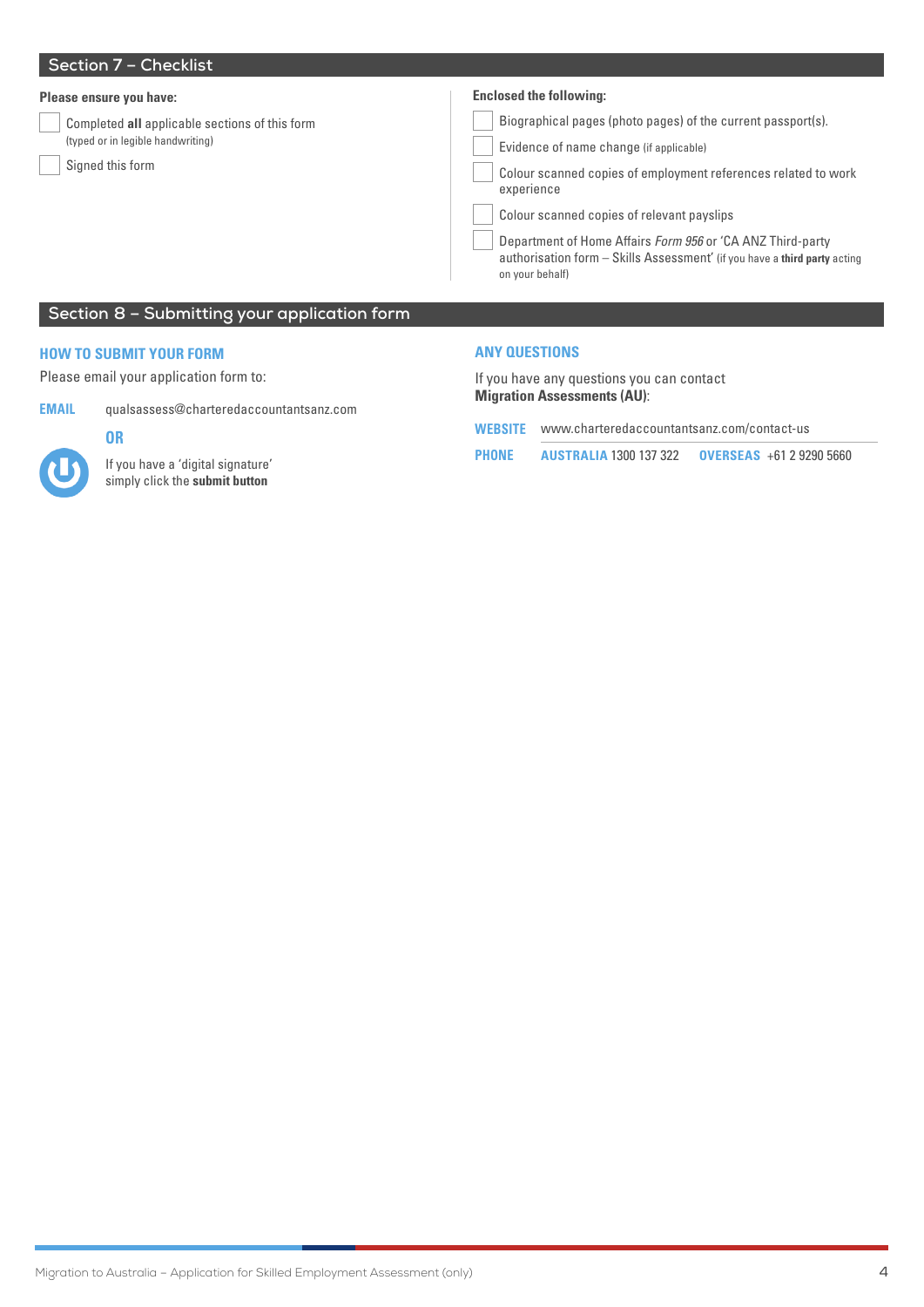## Section 7 – Checklist

**Please ensure you have:**

- ☐ Completed **all** applicable sections of this form (typed or in legible handwriting)
- ☐ Signed this form

**Enclosed the following:**

- ☐ Biographical pages (photo pages) of the current passport(s).
- ☐ Evidence of name change (if applicable)
- ☐ Colour scanned copies of employment references related to work experience
- ☐ Colour scanned copies of relevant payslips
- ☐ Department of Home Affairs *Form 956* or 'CA ANZ Third-party authorisation form – Skills Assessment' (if you have a **third party** acting on your behalf)

## Section 8 – Submitting your application form

### HOW TO SUBMIT YOUR FORM

Please email your application form to:

**EMAIL** qualsassess@charteredaccountantsanz.com

**OR**

If you have a 'digital signature' simply click the **submit button**

### ANY QUESTIONS

If you have any questions you can contact **Migration Assessments (AU)**:

**WEBSITE** www.charteredaccountantsanz.com/contact-us

**PHONE** **AUSTRALIA** 1300 137 322 **OVERSEAS** +61 2 9290 5660